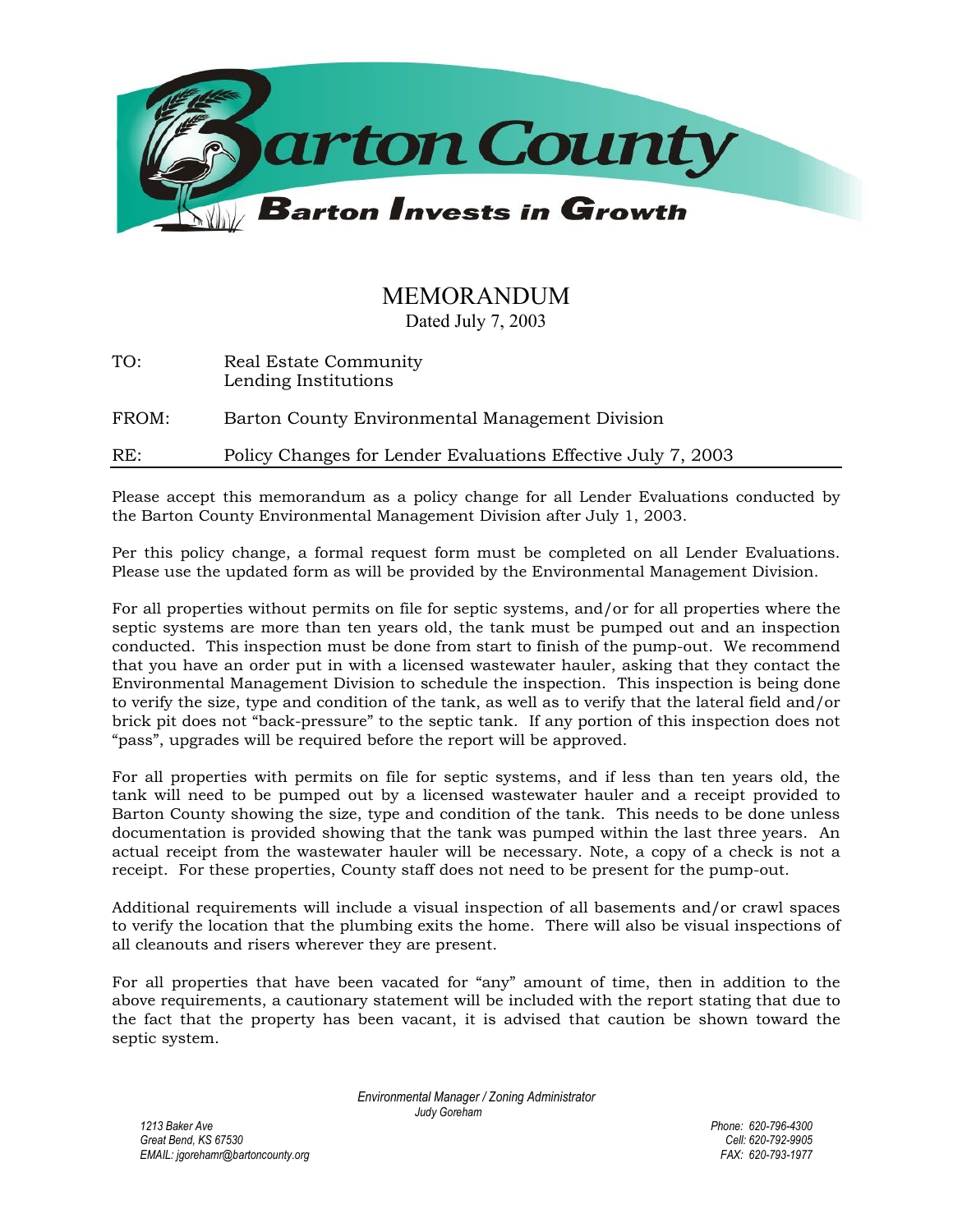# Barton County

**Barton Invests in Growth**

## MEMORANDUM

Dated July 7, 2003

TO: Real Estate Community
Lending Institutions

FROM: Barton County Environmental Management Division

RE: Policy Changes for Lender Evaluations Effective July 7, 2003

---

Please accept this memorandum as a policy change for all Lender Evaluations conducted by the Barton County Environmental Management Division after July 1, 2003.

Per this policy change, a formal request form must be completed on all Lender Evaluations. Please use the updated form as will be provided by the Environmental Management Division.

For all properties without permits on file for septic systems, and/or for all properties where the septic systems are more than ten years old, the tank must be pumped out and an inspection conducted. This inspection must be done from start to finish of the pump-out. We recommend that you have an order put in with a licensed wastewater hauler, asking that they contact the Environmental Management Division to schedule the inspection. This inspection is being done to verify the size, type and condition of the tank, as well as to verify that the lateral field and/or brick pit does not "back-pressure" to the septic tank. If any portion of this inspection does not "pass", upgrades will be required before the report will be approved.

For all properties with permits on file for septic systems, and if less than ten years old, the tank will need to be pumped out by a licensed wastewater hauler and a receipt provided to Barton County showing the size, type and condition of the tank. This needs to be done unless documentation is provided showing that the tank was pumped within the last three years. An actual receipt from the wastewater hauler will be necessary. Note, a copy of a check is not a receipt. For these properties, County staff does not need to be present for the pump-out.

Additional requirements will include a visual inspection of all basements and/or crawl spaces to verify the location that the plumbing exits the home. There will also be visual inspections of all cleanouts and risers wherever they are present.

For all properties that have been vacated for "any" amount of time, then in addition to the above requirements, a cautionary statement will be included with the report stating that due to the fact that the property has been vacant, it is advised that caution be shown toward the septic system.

*Environmental Manager / Zoning Administrator*
*Judy Goreham*

*1213 Baker Ave*
*Great Bend, KS 67530*
*EMAIL: jgorehamr@bartoncounty.org*

*Phone: 620-796-4300*
*Cell: 620-792-9905*
*FAX: 620-793-1977*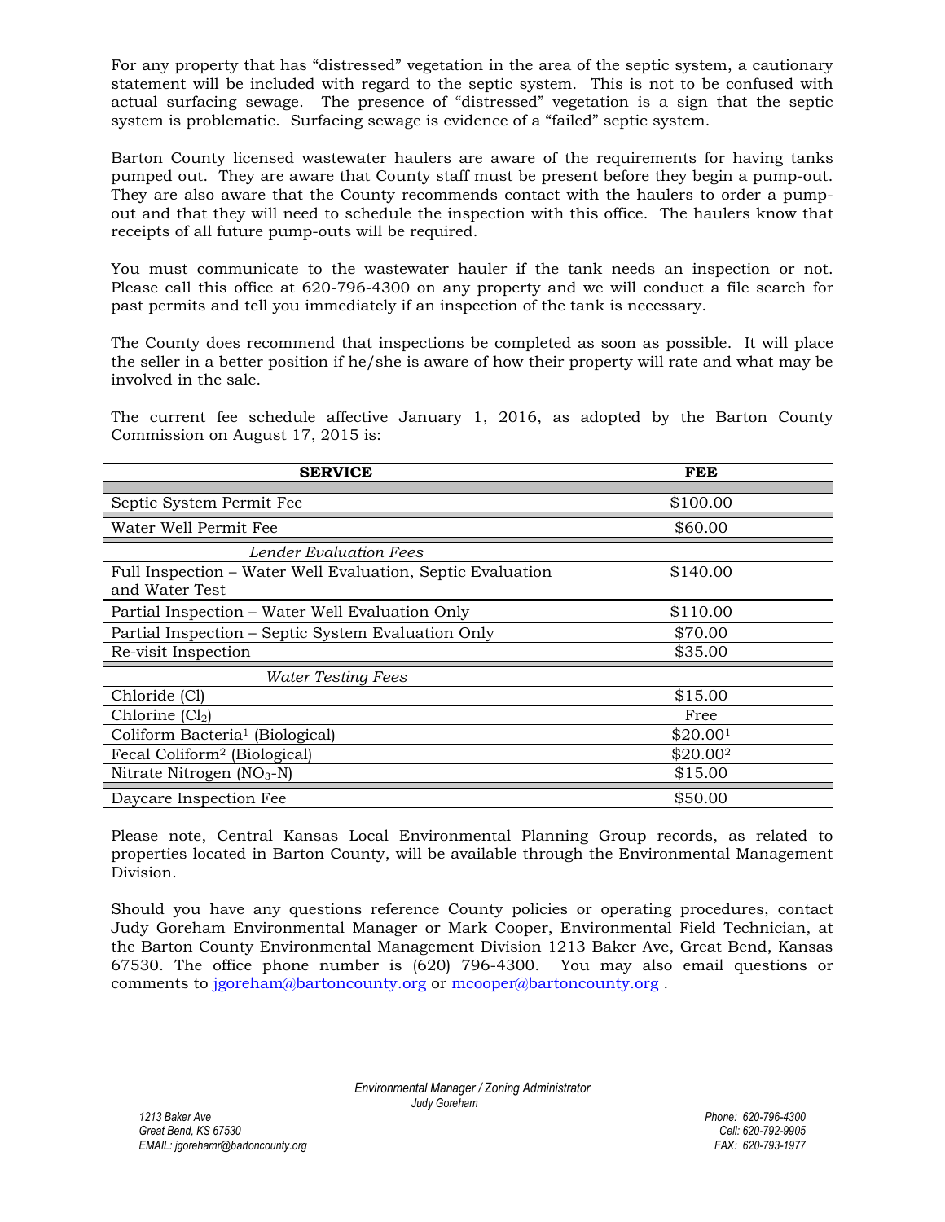For any property that has “distressed” vegetation in the area of the septic system, a cautionary statement will be included with regard to the septic system. This is not to be confused with actual surfacing sewage. The presence of “distressed” vegetation is a sign that the septic system is problematic. Surfacing sewage is evidence of a “failed” septic system.

Barton County licensed wastewater haulers are aware of the requirements for having tanks pumped out. They are aware that County staff must be present before they begin a pump-out. They are also aware that the County recommends contact with the haulers to order a pump-out and that they will need to schedule the inspection with this office. The haulers know that receipts of all future pump-outs will be required.

You must communicate to the wastewater hauler if the tank needs an inspection or not. Please call this office at 620-796-4300 on any property and we will conduct a file search for past permits and tell you immediately if an inspection of the tank is necessary.

The County does recommend that inspections be completed as soon as possible. It will place the seller in a better position if he/she is aware of how their property will rate and what may be involved in the sale.

The current fee schedule affective January 1, 2016, as adopted by the Barton County Commission on August 17, 2015 is:

| SERVICE | FEE |
|---|---|
| Septic System Permit Fee | \$100.00 |
| Water Well Permit Fee | \$60.00 |
| *Lender Evaluation Fees* | |
| Full Inspection – Water Well Evaluation, Septic Evaluation and Water Test | \$140.00 |
| Partial Inspection – Water Well Evaluation Only | \$110.00 |
| Partial Inspection – Septic System Evaluation Only | \$70.00 |
| Re-visit Inspection | \$35.00 |
| *Water Testing Fees* | |
| Chloride (Cl) | \$15.00 |
| Chlorine ($Cl_2$) | Free |
| Coliform Bacteria[1] (Biological) | \$20.00[1] |
| Fecal Coliform[2] (Biological) | \$20.00[2] |
| Nitrate Nitrogen ($NO_3$-N) | \$15.00 |
| Daycare Inspection Fee | \$50.00 |

Please note, Central Kansas Local Environmental Planning Group records, as related to properties located in Barton County, will be available through the Environmental Management Division.

Should you have any questions reference County policies or operating procedures, contact Judy Goreham Environmental Manager or Mark Cooper, Environmental Field Technician, at the Barton County Environmental Management Division 1213 Baker Ave, Great Bend, Kansas 67530. The office phone number is (620) 796-4300. You may also email questions or comments to jgoreham@bartoncounty.org or mcooper@bartoncounty.org .

*Environmental Manager / Zoning Administrator*
*Judy Goreham*

*1213 Baker Ave*
*Great Bend, KS 67530*
*EMAIL: jgorehamr@bartoncounty.org*

*Phone: 620-796-4300*
*Cell: 620-792-9905*
*FAX: 620-793-1977*